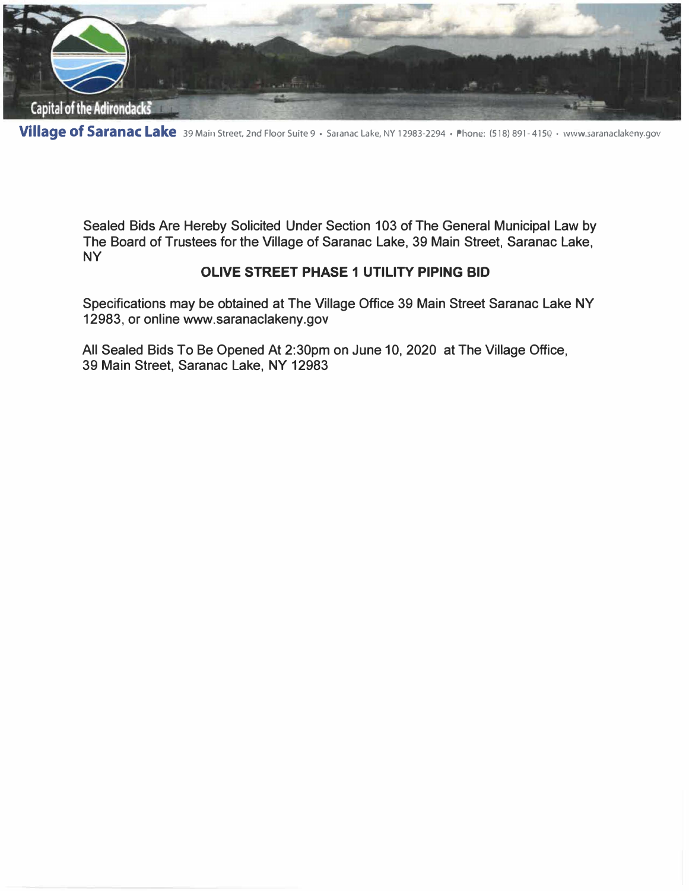**Village of Saranac Lake** 39 Main Street, 2nd Floor Suite 9 • Saranac Lake, NY 12983-2294 • Phone: (518) 891-4150 • www.saranaclakeny.gov

Sealed Bids Are Hereby Solicited Under Section 103 of The General Municipal Law by The Board of Trustees for the Village of Saranac Lake, 39 Main Street, Saranac Lake, NY

**OLIVE STREET PHASE 1 UTILITY PIPING BID**

Specifications may be obtained at The Village Office 39 Main Street Saranac Lake NY 12983, or online www.saranaclakeny.gov

All Sealed Bids To Be Opened At 2:30pm on June 10, 2020 at The Village Office, 39 Main Street, Saranac Lake, NY 12983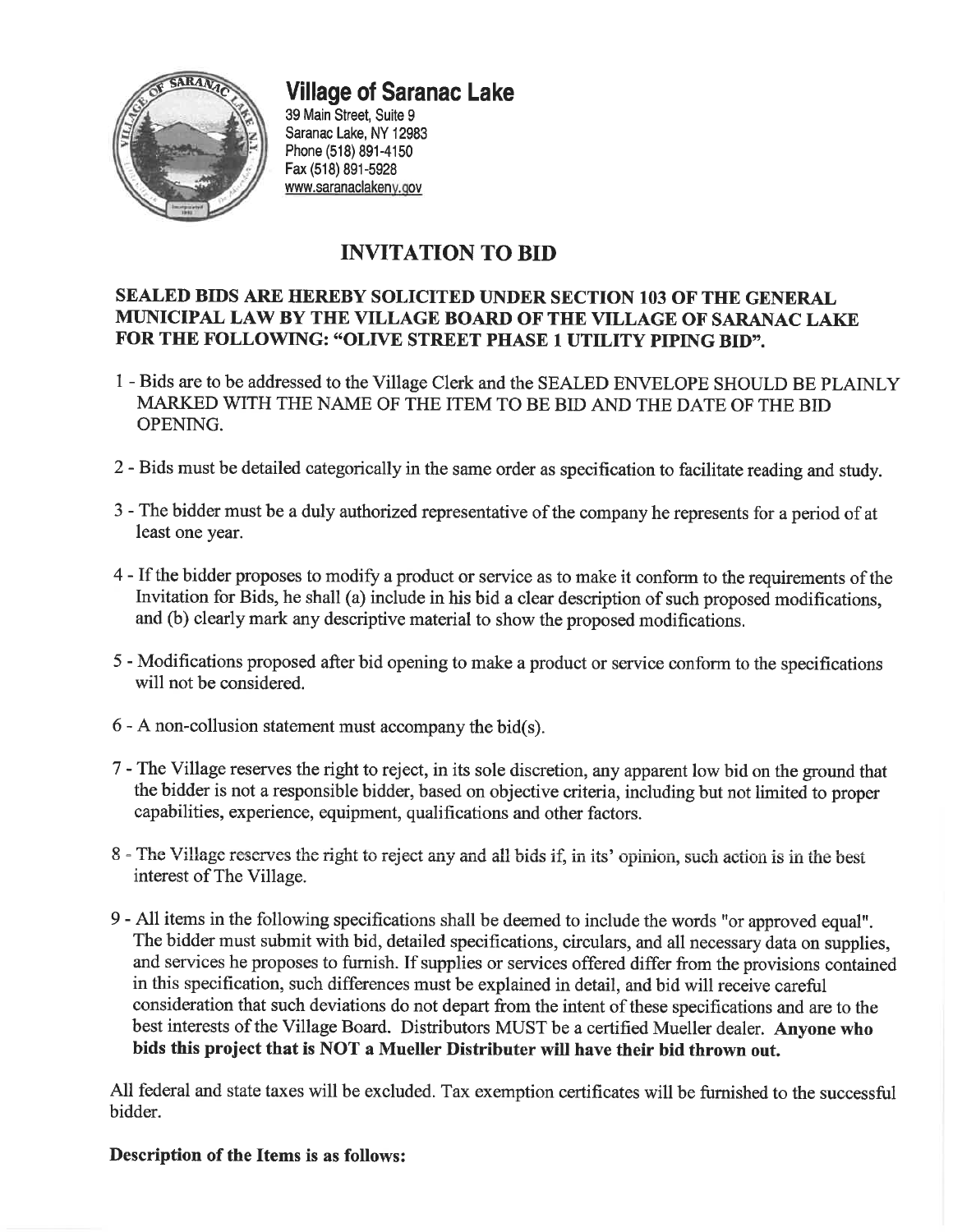# Village of Saranac Lake

39 Main Street, Suite 9
Saranac Lake, NY 12983
Phone (518) 891-4150
Fax (518) 891-5928
www.saranaclakeny.gov

## INVITATION TO BID

**SEALED BIDS ARE HEREBY SOLICITED UNDER SECTION 103 OF THE GENERAL MUNICIPAL LAW BY THE VILLAGE BOARD OF THE VILLAGE OF SARANAC LAKE FOR THE FOLLOWING: "OLIVE STREET PHASE 1 UTILITY PIPING BID".**

1 - Bids are to be addressed to the Village Clerk and the SEALED ENVELOPE SHOULD BE PLAINLY MARKED WITH THE NAME OF THE ITEM TO BE BID AND THE DATE OF THE BID OPENING.

2 - Bids must be detailed categorically in the same order as specification to facilitate reading and study.

3 - The bidder must be a duly authorized representative of the company he represents for a period of at least one year.

4 - If the bidder proposes to modify a product or service as to make it conform to the requirements of the Invitation for Bids, he shall (a) include in his bid a clear description of such proposed modifications, and (b) clearly mark any descriptive material to show the proposed modifications.

5 - Modifications proposed after bid opening to make a product or service conform to the specifications will not be considered.

6 - A non-collusion statement must accompany the bid(s).

7 - The Village reserves the right to reject, in its sole discretion, any apparent low bid on the ground that the bidder is not a responsible bidder, based on objective criteria, including but not limited to proper capabilities, experience, equipment, qualifications and other factors.

8 - The Village reserves the right to reject any and all bids if, in its' opinion, such action is in the best interest of The Village.

9 - All items in the following specifications shall be deemed to include the words "or approved equal". The bidder must submit with bid, detailed specifications, circulars, and all necessary data on supplies, and services he proposes to furnish. If supplies or services offered differ from the provisions contained in this specification, such differences must be explained in detail, and bid will receive careful consideration that such deviations do not depart from the intent of these specifications and are to the best interests of the Village Board. Distributors MUST be a certified Mueller dealer. **Anyone who bids this project that is NOT a Mueller Distributer will have their bid thrown out.**

All federal and state taxes will be excluded. Tax exemption certificates will be furnished to the successful bidder.

**Description of the Items is as follows:**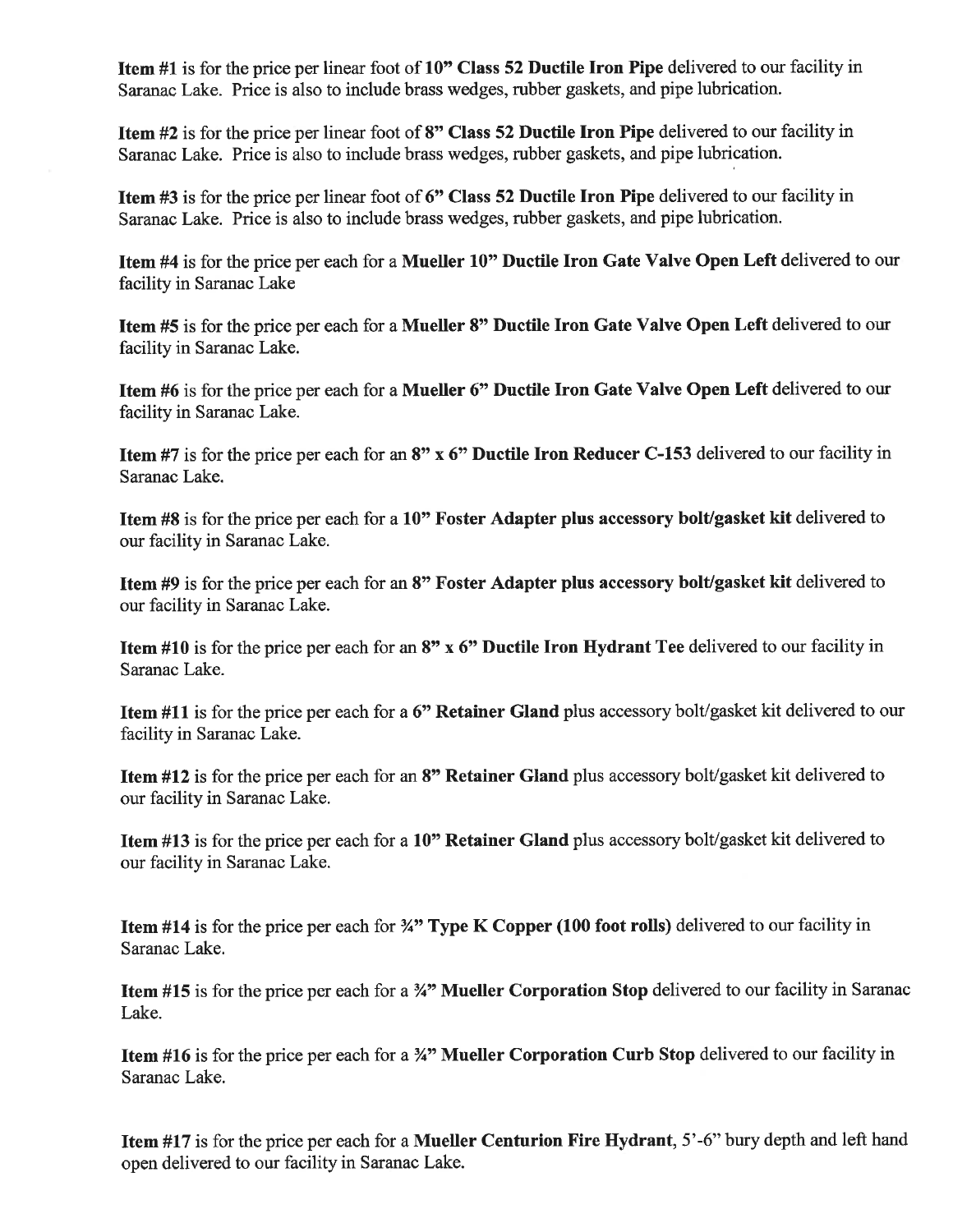**Item #1** is for the price per linear foot of **10" Class 52 Ductile Iron Pipe** delivered to our facility in Saranac Lake. Price is also to include brass wedges, rubber gaskets, and pipe lubrication.

**Item #2** is for the price per linear foot of **8" Class 52 Ductile Iron Pipe** delivered to our facility in Saranac Lake. Price is also to include brass wedges, rubber gaskets, and pipe lubrication.

**Item #3** is for the price per linear foot of **6" Class 52 Ductile Iron Pipe** delivered to our facility in Saranac Lake. Price is also to include brass wedges, rubber gaskets, and pipe lubrication.

**Item #4** is for the price per each for a **Mueller 10" Ductile Iron Gate Valve Open Left** delivered to our facility in Saranac Lake

**Item #5** is for the price per each for a **Mueller 8" Ductile Iron Gate Valve Open Left** delivered to our facility in Saranac Lake.

**Item #6** is for the price per each for a **Mueller 6" Ductile Iron Gate Valve Open Left** delivered to our facility in Saranac Lake.

**Item #7** is for the price per each for an **8" x 6" Ductile Iron Reducer C-153** delivered to our facility in Saranac Lake.

**Item #8** is for the price per each for a **10" Foster Adapter plus accessory bolt/gasket kit** delivered to our facility in Saranac Lake.

**Item #9** is for the price per each for an **8" Foster Adapter plus accessory bolt/gasket kit** delivered to our facility in Saranac Lake.

**Item #10** is for the price per each for an **8" x 6" Ductile Iron Hydrant Tee** delivered to our facility in Saranac Lake.

**Item #11** is for the price per each for a **6" Retainer Gland** plus accessory bolt/gasket kit delivered to our facility in Saranac Lake.

**Item #12** is for the price per each for an **8" Retainer Gland** plus accessory bolt/gasket kit delivered to our facility in Saranac Lake.

**Item #13** is for the price per each for a **10" Retainer Gland** plus accessory bolt/gasket kit delivered to our facility in Saranac Lake.

**Item #14** is for the price per each for **¾" Type K Copper (100 foot rolls)** delivered to our facility in Saranac Lake.

**Item #15** is for the price per each for a **¾" Mueller Corporation Stop** delivered to our facility in Saranac Lake.

**Item #16** is for the price per each for a **¾" Mueller Corporation Curb Stop** delivered to our facility in Saranac Lake.

**Item #17** is for the price per each for a **Mueller Centurion Fire Hydrant**, 5'-6" bury depth and left hand open delivered to our facility in Saranac Lake.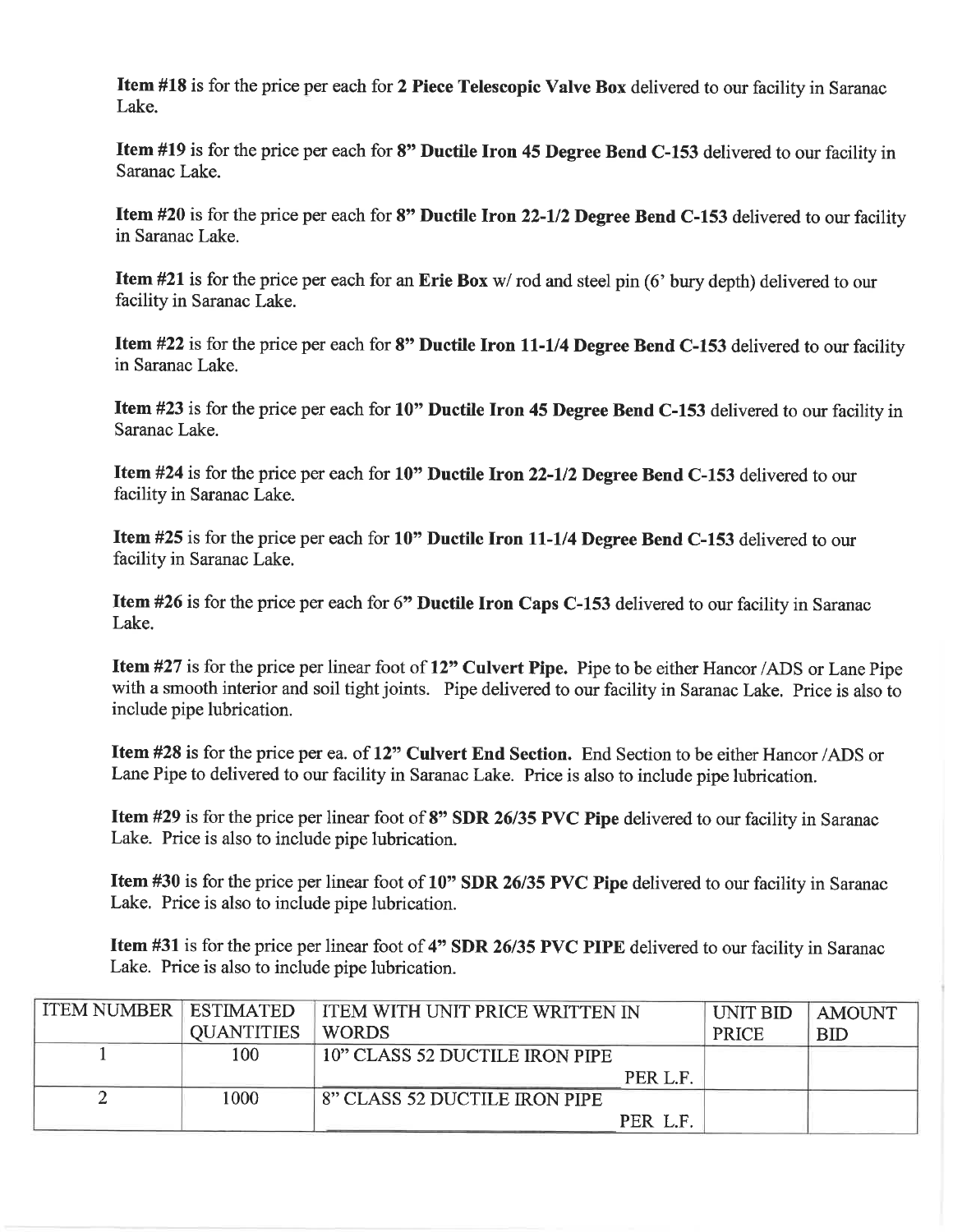**Item #18** is for the price per each for **2 Piece Telescopic Valve Box** delivered to our facility in Saranac Lake.

**Item #19** is for the price per each for **8" Ductile Iron 45 Degree Bend C-153** delivered to our facility in Saranac Lake.

**Item #20** is for the price per each for **8" Ductile Iron 22-1/2 Degree Bend C-153** delivered to our facility in Saranac Lake.

**Item #21** is for the price per each for an **Erie Box** w/ rod and steel pin (6' bury depth) delivered to our facility in Saranac Lake.

**Item #22** is for the price per each for **8" Ductile Iron 11-1/4 Degree Bend C-153** delivered to our facility in Saranac Lake.

**Item #23** is for the price per each for **10" Ductile Iron 45 Degree Bend C-153** delivered to our facility in Saranac Lake.

**Item #24** is for the price per each for **10" Ductile Iron 22-1/2 Degree Bend C-153** delivered to our facility in Saranac Lake.

**Item #25** is for the price per each for **10" Ductile Iron 11-1/4 Degree Bend C-153** delivered to our facility in Saranac Lake.

**Item #26** is for the price per each for 6" **Ductile Iron Caps C-153** delivered to our facility in Saranac Lake.

**Item #27** is for the price per linear foot of **12" Culvert Pipe.** Pipe to be either Hancor /ADS or Lane Pipe with a smooth interior and soil tight joints. Pipe delivered to our facility in Saranac Lake. Price is also to include pipe lubrication.

**Item #28** is for the price per ea. of **12" Culvert End Section.** End Section to be either Hancor /ADS or Lane Pipe to delivered to our facility in Saranac Lake. Price is also to include pipe lubrication.

**Item #29** is for the price per linear foot of **8" SDR 26/35 PVC Pipe** delivered to our facility in Saranac Lake. Price is also to include pipe lubrication.

**Item #30** is for the price per linear foot of **10" SDR 26/35 PVC Pipe** delivered to our facility in Saranac Lake. Price is also to include pipe lubrication.

**Item #31** is for the price per linear foot of **4" SDR 26/35 PVC PIPE** delivered to our facility in Saranac Lake. Price is also to include pipe lubrication.

| ITEM NUMBER | ESTIMATED QUANTITIES | ITEM WITH UNIT PRICE WRITTEN IN WORDS | UNIT BID PRICE | AMOUNT BID |
|---|---|---|---|---|
| 1 | 100 | 10" CLASS 52 DUCTILE IRON PIPE ______ PER L.F. | | |
| 2 | 1000 | 8" CLASS 52 DUCTILE IRON PIPE ______ PER L.F. | | |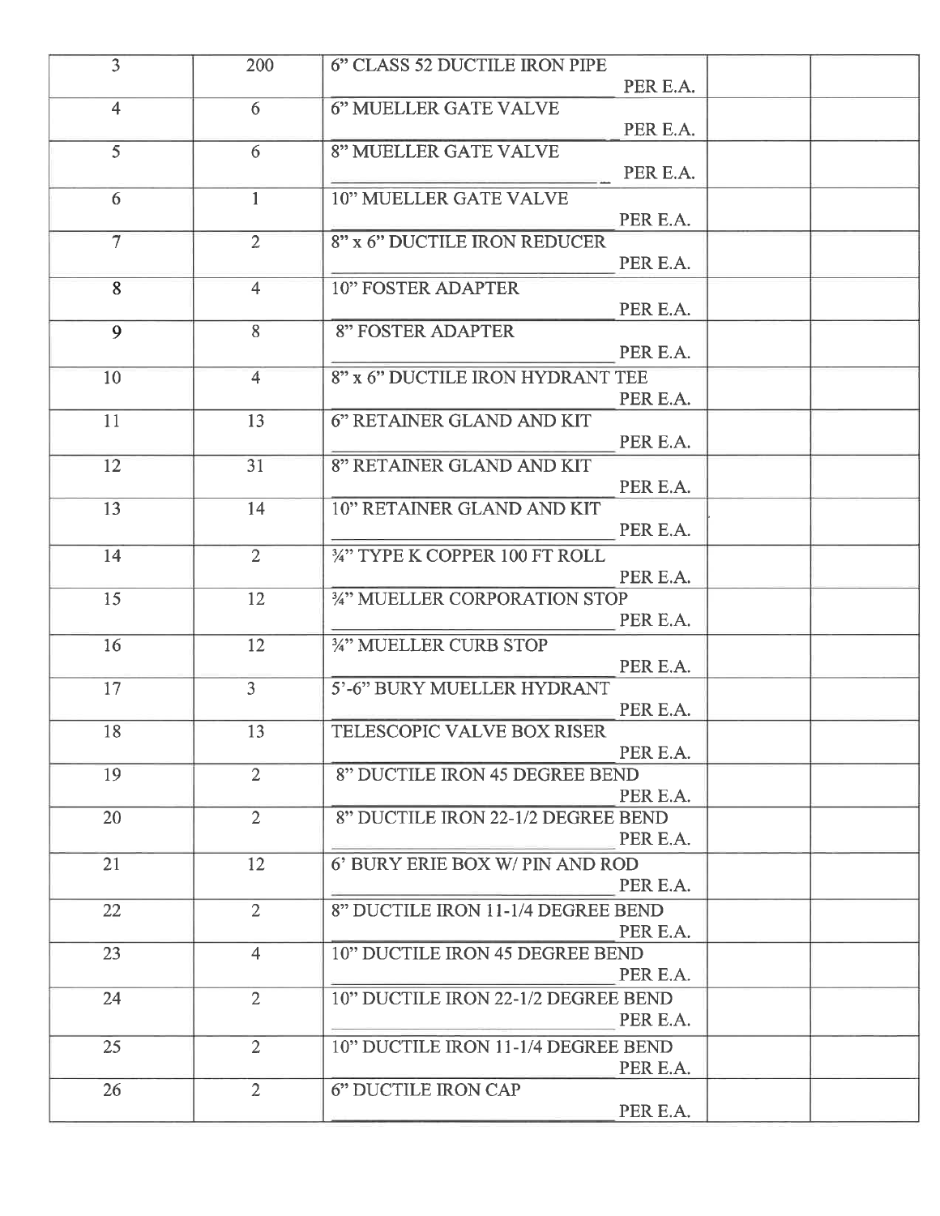| 3 | 200 | 6" CLASS 52 DUCTILE IRON PIPE ______ PER E.A. | | |
|---|---|---|---|---|
| 4 | 6 | 6" MUELLER GATE VALVE ______ PER E.A. | | |
| 5 | 6 | 8" MUELLER GATE VALVE ______ PER E.A. | | |
| 6 | 1 | 10" MUELLER GATE VALVE ______ PER E.A. | | |
| 7 | 2 | 8" x 6" DUCTILE IRON REDUCER ______ PER E.A. | | |
| 8 | 4 | 10" FOSTER ADAPTER ______ PER E.A. | | |
| 9 | 8 | 8" FOSTER ADAPTER ______ PER E.A. | | |
| 10 | 4 | 8" x 6" DUCTILE IRON HYDRANT TEE ______ PER E.A. | | |
| 11 | 13 | 6" RETAINER GLAND AND KIT ______ PER E.A. | | |
| 12 | 31 | 8" RETAINER GLAND AND KIT ______ PER E.A. | | |
| 13 | 14 | 10" RETAINER GLAND AND KIT ______ PER E.A. | | |
| 14 | 2 | ¾" TYPE K COPPER 100 FT ROLL ______ PER E.A. | | |
| 15 | 12 | ¾" MUELLER CORPORATION STOP ______ PER E.A. | | |
| 16 | 12 | ¾" MUELLER CURB STOP ______ PER E.A. | | |
| 17 | 3 | 5'-6" BURY MUELLER HYDRANT ______ PER E.A. | | |
| 18 | 13 | TELESCOPIC VALVE BOX RISER ______ PER E.A. | | |
| 19 | 2 | 8" DUCTILE IRON 45 DEGREE BEND ______ PER E.A. | | |
| 20 | 2 | 8" DUCTILE IRON 22-1/2 DEGREE BEND ______ PER E.A. | | |
| 21 | 12 | 6' BURY ERIE BOX W/ PIN AND ROD ______ PER E.A. | | |
| 22 | 2 | 8" DUCTILE IRON 11-1/4 DEGREE BEND ______ PER E.A. | | |
| 23 | 4 | 10" DUCTILE IRON 45 DEGREE BEND ______ PER E.A. | | |
| 24 | 2 | 10" DUCTILE IRON 22-1/2 DEGREE BEND ______ PER E.A. | | |
| 25 | 2 | 10" DUCTILE IRON 11-1/4 DEGREE BEND ______ PER E.A. | | |
| 26 | 2 | 6" DUCTILE IRON CAP ______ PER E.A. | | |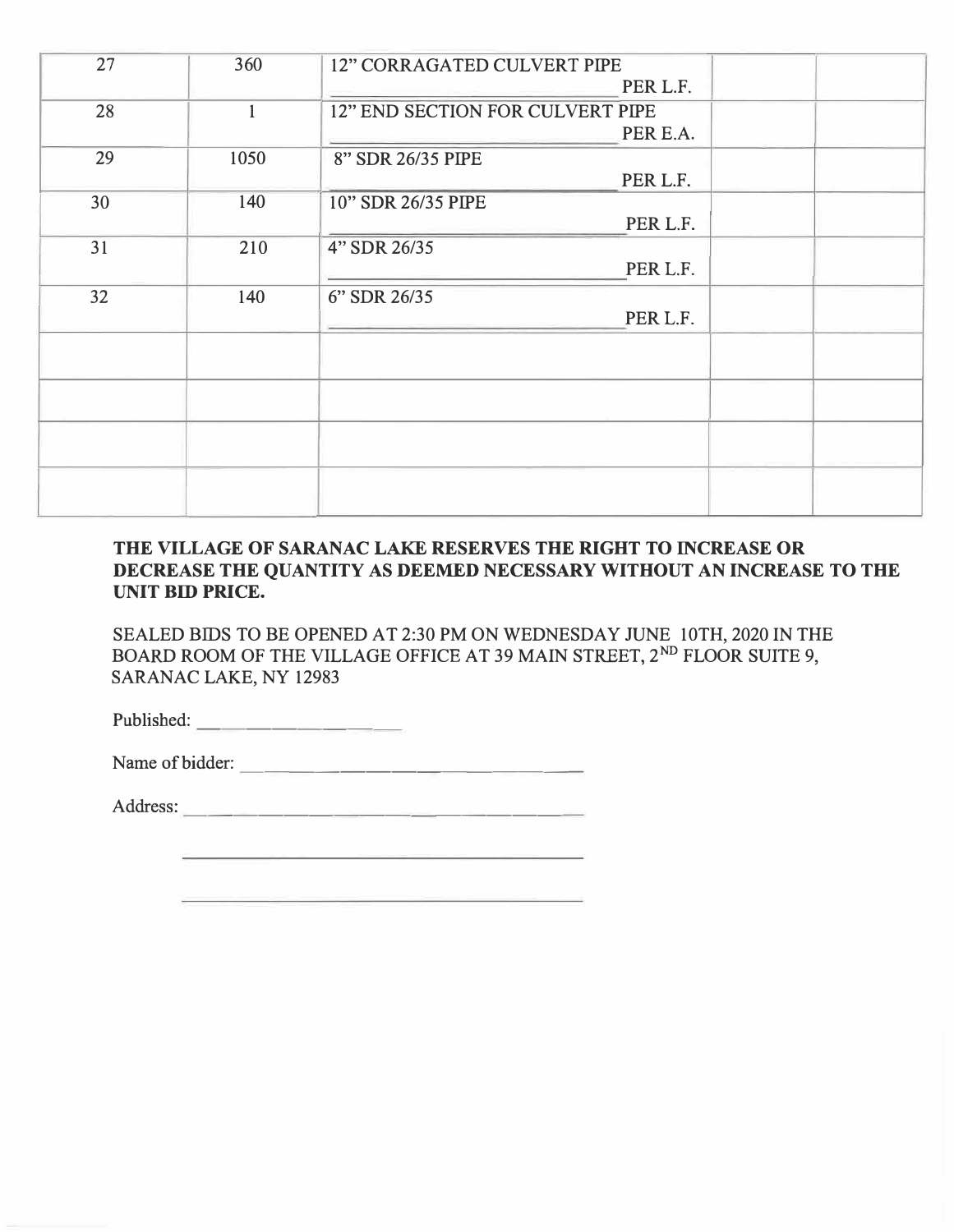| | | | | |
|---|---|---|---|---|
| 27 | 360 | 12" CORRAGATED CULVERT PIPE ______ PER L.F. | | |
| 28 | 1 | 12" END SECTION FOR CULVERT PIPE ______ PER E.A. | | |
| 29 | 1050 | 8" SDR 26/35 PIPE ______ PER L.F. | | |
| 30 | 140 | 10" SDR 26/35 PIPE ______ PER L.F. | | |
| 31 | 210 | 4" SDR 26/35 ______ PER L.F. | | |
| 32 | 140 | 6" SDR 26/35 ______ PER L.F. | | |
| | | | | |
| | | | | |
| | | | | |
| | | | | |

**THE VILLAGE OF SARANAC LAKE RESERVES THE RIGHT TO INCREASE OR DECREASE THE QUANTITY AS DEEMED NECESSARY WITHOUT AN INCREASE TO THE UNIT BID PRICE.**

SEALED BIDS TO BE OPENED AT 2:30 PM ON WEDNESDAY JUNE 10TH, 2020 IN THE BOARD ROOM OF THE VILLAGE OFFICE AT 39 MAIN STREET, 2ND FLOOR SUITE 9, SARANAC LAKE, NY 12983

Published: ____________________

Name of bidder: ________________________________

Address: ________________________________

________________________________

________________________________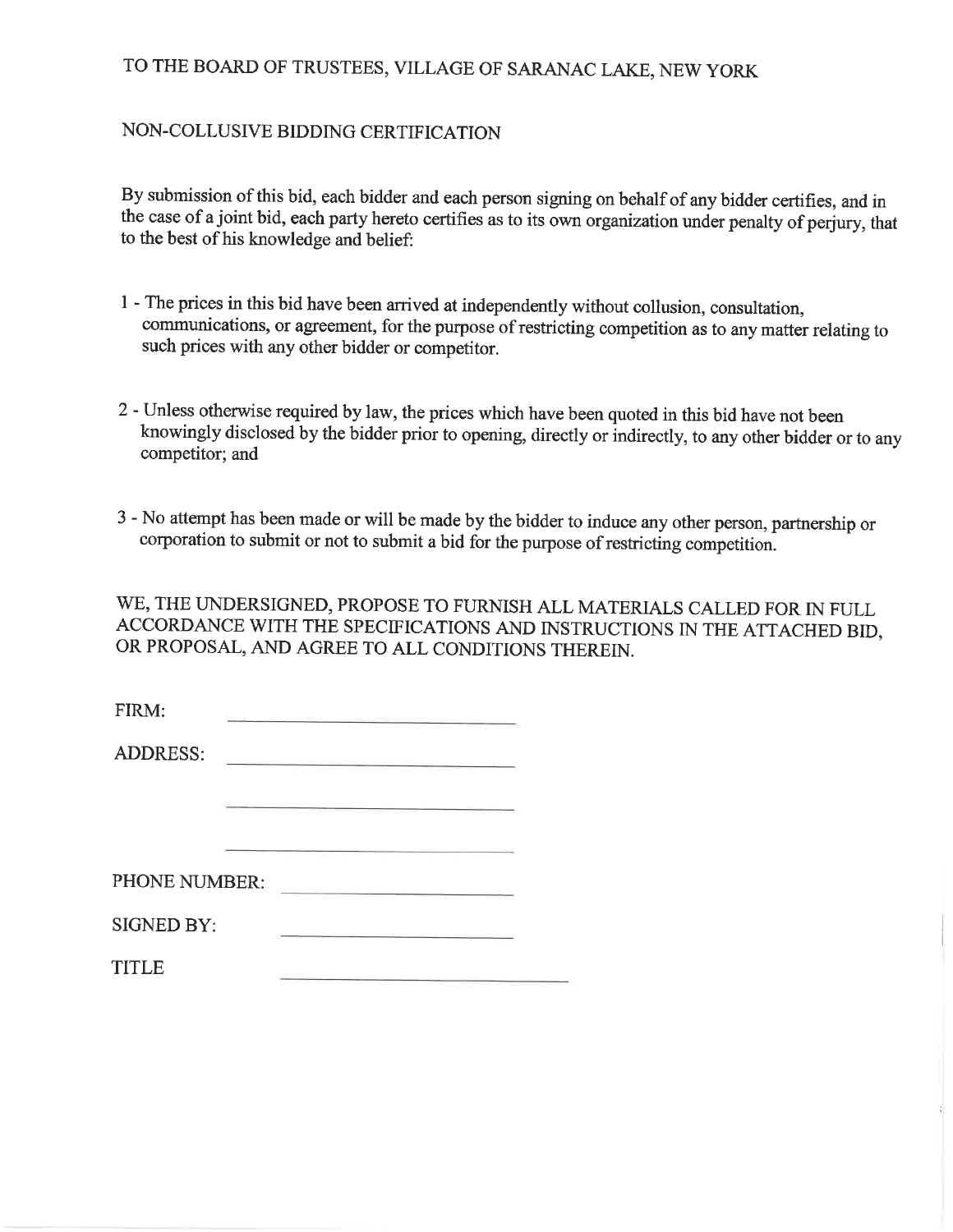TO THE BOARD OF TRUSTEES, VILLAGE OF SARANAC LAKE, NEW YORK

NON-COLLUSIVE BIDDING CERTIFICATION

By submission of this bid, each bidder and each person signing on behalf of any bidder certifies, and in the case of a joint bid, each party hereto certifies as to its own organization under penalty of perjury, that to the best of his knowledge and belief:

1 - The prices in this bid have been arrived at independently without collusion, consultation, communications, or agreement, for the purpose of restricting competition as to any matter relating to such prices with any other bidder or competitor.

2 - Unless otherwise required by law, the prices which have been quoted in this bid have not been knowingly disclosed by the bidder prior to opening, directly or indirectly, to any other bidder or to any competitor; and

3 - No attempt has been made or will be made by the bidder to induce any other person, partnership or corporation to submit or not to submit a bid for the purpose of restricting competition.

WE, THE UNDERSIGNED, PROPOSE TO FURNISH ALL MATERIALS CALLED FOR IN FULL ACCORDANCE WITH THE SPECIFICATIONS AND INSTRUCTIONS IN THE ATTACHED BID, OR PROPOSAL, AND AGREE TO ALL CONDITIONS THEREIN.

FIRM: ______________________________

ADDRESS: ______________________________

______________________________

______________________________

PHONE NUMBER: ______________________

SIGNED BY: ______________________

TITLE ______________________________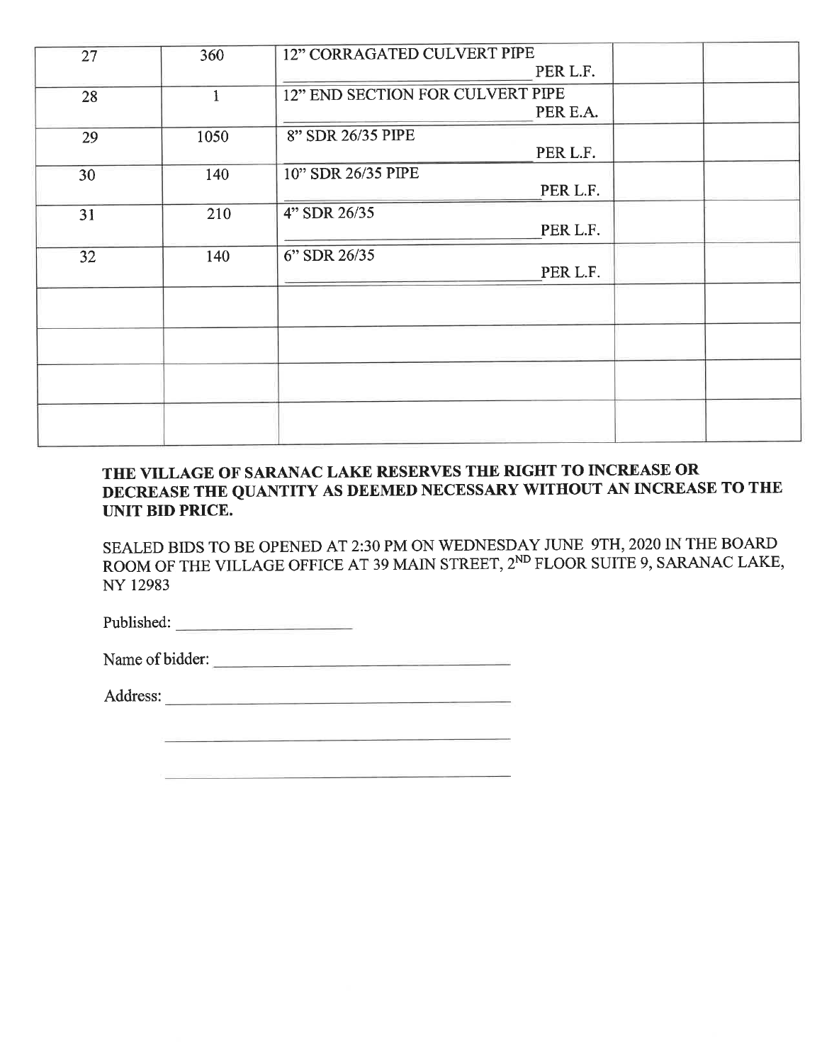| | | | | |
|---|---|---|---|---|
| 27 | 360 | 12" CORRAGATED CULVERT PIPE<br>\_\_\_\_\_\_\_\_\_\_\_\_\_\_\_\_\_\_ PER L.F. | | |
| 28 | 1 | 12" END SECTION FOR CULVERT PIPE<br>\_\_\_\_\_\_\_\_\_\_\_\_\_\_\_\_\_\_ PER E.A. | | |
| 29 | 1050 | 8" SDR 26/35 PIPE<br>\_\_\_\_\_\_\_\_\_\_\_\_\_\_\_\_\_\_ PER L.F. | | |
| 30 | 140 | 10" SDR 26/35 PIPE<br>\_\_\_\_\_\_\_\_\_\_\_\_\_\_\_\_\_\_ PER L.F. | | |
| 31 | 210 | 4" SDR 26/35<br>\_\_\_\_\_\_\_\_\_\_\_\_\_\_\_\_\_\_ PER L.F. | | |
| 32 | 140 | 6" SDR 26/35<br>\_\_\_\_\_\_\_\_\_\_\_\_\_\_\_\_\_\_ PER L.F. | | |
| | | | | |
| | | | | |
| | | | | |
| | | | | |

**THE VILLAGE OF SARANAC LAKE RESERVES THE RIGHT TO INCREASE OR DECREASE THE QUANTITY AS DEEMED NECESSARY WITHOUT AN INCREASE TO THE UNIT BID PRICE.**

SEALED BIDS TO BE OPENED AT 2:30 PM ON WEDNESDAY JUNE 9TH, 2020 IN THE BOARD ROOM OF THE VILLAGE OFFICE AT 39 MAIN STREET, 2ND FLOOR SUITE 9, SARANAC LAKE, NY 12983

Published: \_\_\_\_\_\_\_\_\_\_\_\_\_\_\_\_\_\_\_\_

Name of bidder: \_\_\_\_\_\_\_\_\_\_\_\_\_\_\_\_\_\_\_\_\_\_\_\_\_\_\_\_\_\_\_\_\_\_

Address: \_\_\_\_\_\_\_\_\_\_\_\_\_\_\_\_\_\_\_\_\_\_\_\_\_\_\_\_\_\_\_\_\_\_\_\_\_\_\_\_

\_\_\_\_\_\_\_\_\_\_\_\_\_\_\_\_\_\_\_\_\_\_\_\_\_\_\_\_\_\_\_\_\_\_\_\_\_\_\_\_

\_\_\_\_\_\_\_\_\_\_\_\_\_\_\_\_\_\_\_\_\_\_\_\_\_\_\_\_\_\_\_\_\_\_\_\_\_\_\_\_